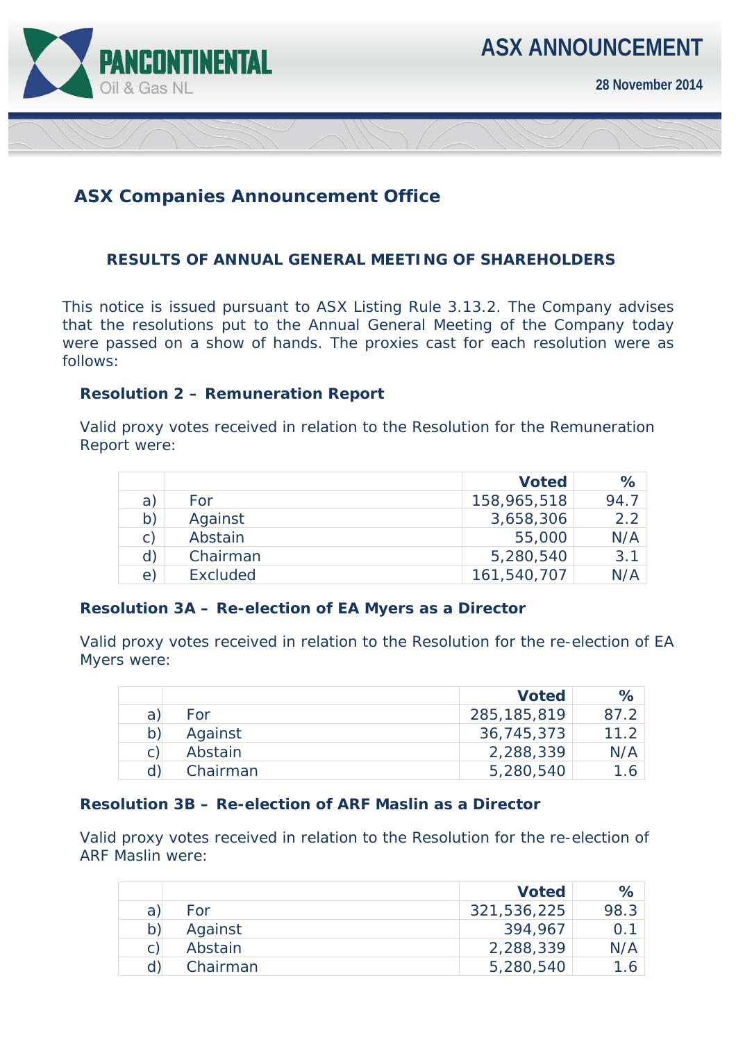**PANCONTINENTAL** Oil & Gas NL

# ASX ANNOUNCEMENT

**28 November 2014**

## ASX Companies Announcement Office

### RESULTS OF ANNUAL GENERAL MEETING OF SHAREHOLDERS

This notice is issued pursuant to ASX Listing Rule 3.13.2. The Company advises that the resolutions put to the Annual General Meeting of the Company today were passed on a show of hands. The proxies cast for each resolution were as follows:

**Resolution 2 – Remuneration Report**

Valid proxy votes received in relation to the Resolution for the Remuneration Report were:

| | | **Voted** | **%** |
|---|---|---|---|
| a) | For | 158,965,518 | 94.7 |
| b) | Against | 3,658,306 | 2.2 |
| c) | Abstain | 55,000 | N/A |
| d) | Chairman | 5,280,540 | 3.1 |
| e) | Excluded | 161,540,707 | N/A |

**Resolution 3A – Re-election of EA Myers as a Director**

Valid proxy votes received in relation to the Resolution for the re-election of EA Myers were:

| | | **Voted** | **%** |
|---|---|---|---|
| a) | For | 285,185,819 | 87.2 |
| b) | Against | 36,745,373 | 11.2 |
| c) | Abstain | 2,288,339 | N/A |
| d) | Chairman | 5,280,540 | 1.6 |

**Resolution 3B – Re-election of ARF Maslin as a Director**

Valid proxy votes received in relation to the Resolution for the re-election of ARF Maslin were:

| | | **Voted** | **%** |
|---|---|---|---|
| a) | For | 321,536,225 | 98.3 |
| b) | Against | 394,967 | 0.1 |
| c) | Abstain | 2,288,339 | N/A |
| d) | Chairman | 5,280,540 | 1.6 |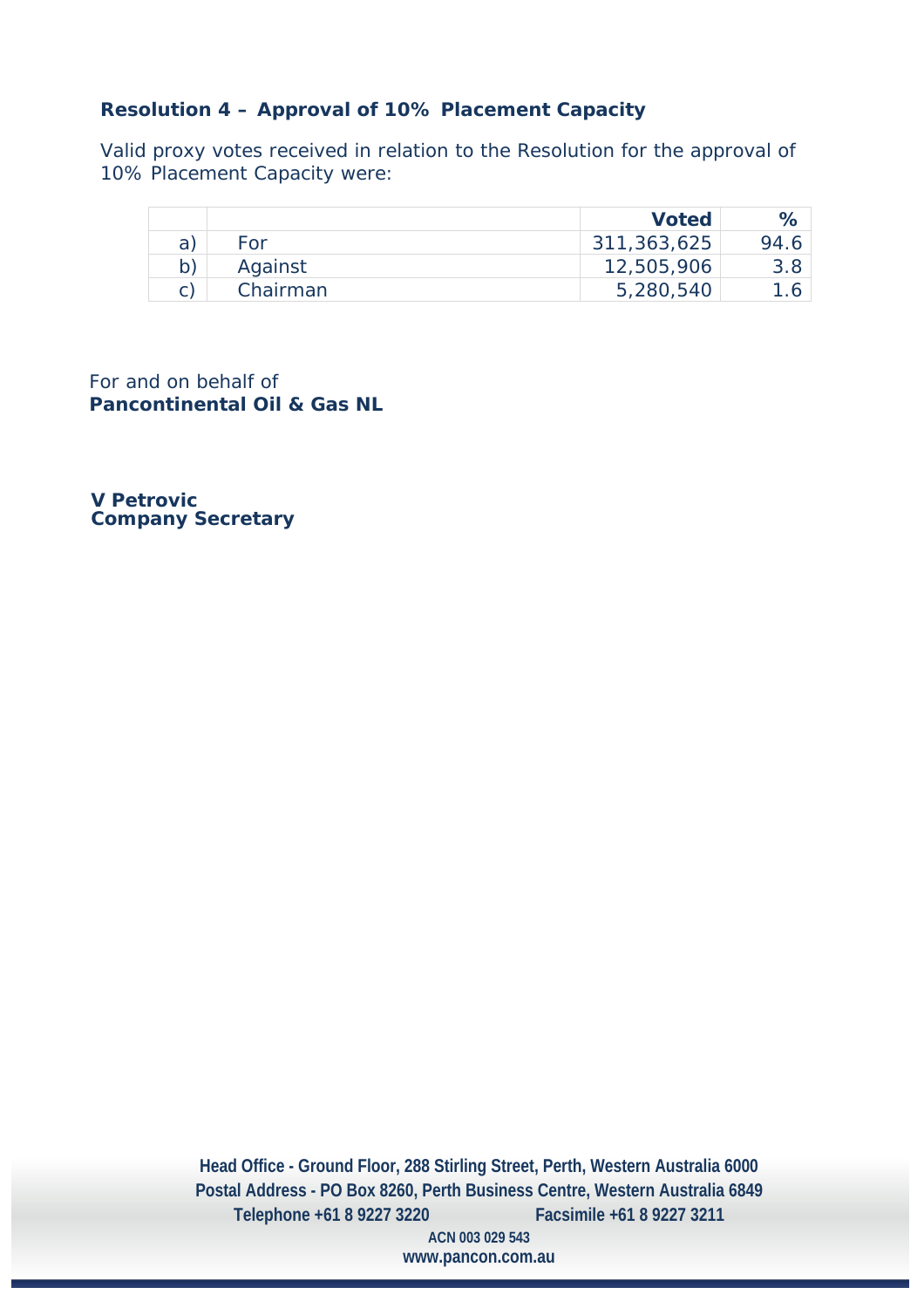### Resolution 4 – Approval of 10% Placement Capacity

Valid proxy votes received in relation to the Resolution for the approval of 10% Placement Capacity were:

| | | Voted | % |
|---|---|---|---|
| a) | For | 311,363,625 | 94.6 |
| b) | Against | 12,505,906 | 3.8 |
| c) | Chairman | 5,280,540 | 1.6 |

For and on behalf of
**Pancontinental Oil & Gas NL**

**V Petrovic**
**Company Secretary**

Head Office - Ground Floor, 288 Stirling Street, Perth, Western Australia 6000
Postal Address - PO Box 8260, Perth Business Centre, Western Australia 6849
Telephone +61 8 9227 3220 Facsimile +61 8 9227 3211
ACN 003 029 543
www.pancon.com.au